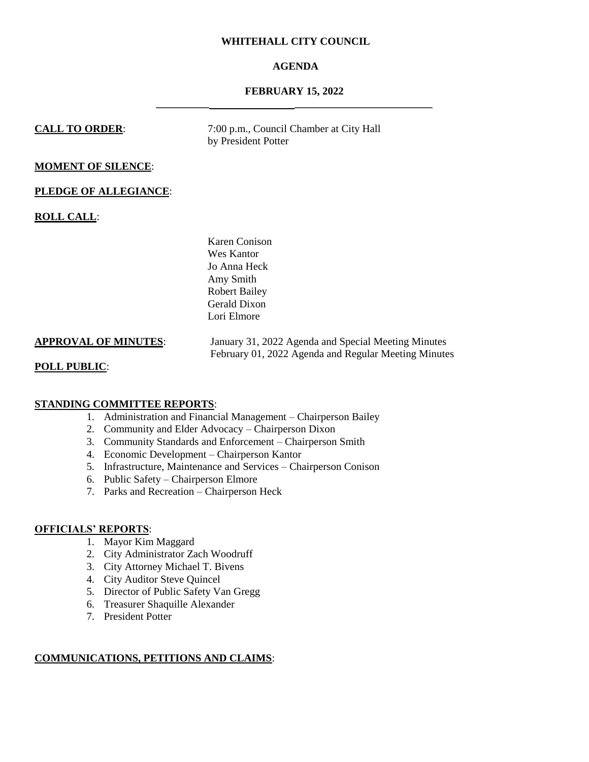**WHITEHALL CITY COUNCIL**

**AGENDA**

**FEBRUARY 15, 2022**

---

**CALL TO ORDER**: 7:00 p.m., Council Chamber at City Hall by President Potter

**MOMENT OF SILENCE**:

**PLEDGE OF ALLEGIANCE**:

**ROLL CALL**:

Karen Conison
Wes Kantor
Jo Anna Heck
Amy Smith
Robert Bailey
Gerald Dixon
Lori Elmore

**APPROVAL OF MINUTES**: January 31, 2022 Agenda and Special Meeting Minutes
February 01, 2022 Agenda and Regular Meeting Minutes

**POLL PUBLIC**:

**STANDING COMMITTEE REPORTS**:

1. Administration and Financial Management – Chairperson Bailey
2. Community and Elder Advocacy – Chairperson Dixon
3. Community Standards and Enforcement – Chairperson Smith
4. Economic Development – Chairperson Kantor
5. Infrastructure, Maintenance and Services – Chairperson Conison
6. Public Safety – Chairperson Elmore
7. Parks and Recreation – Chairperson Heck

**OFFICIALS' REPORTS**:

1. Mayor Kim Maggard
2. City Administrator Zach Woodruff
3. City Attorney Michael T. Bivens
4. City Auditor Steve Quincel
5. Director of Public Safety Van Gregg
6. Treasurer Shaquille Alexander
7. President Potter

**COMMUNICATIONS, PETITIONS AND CLAIMS**: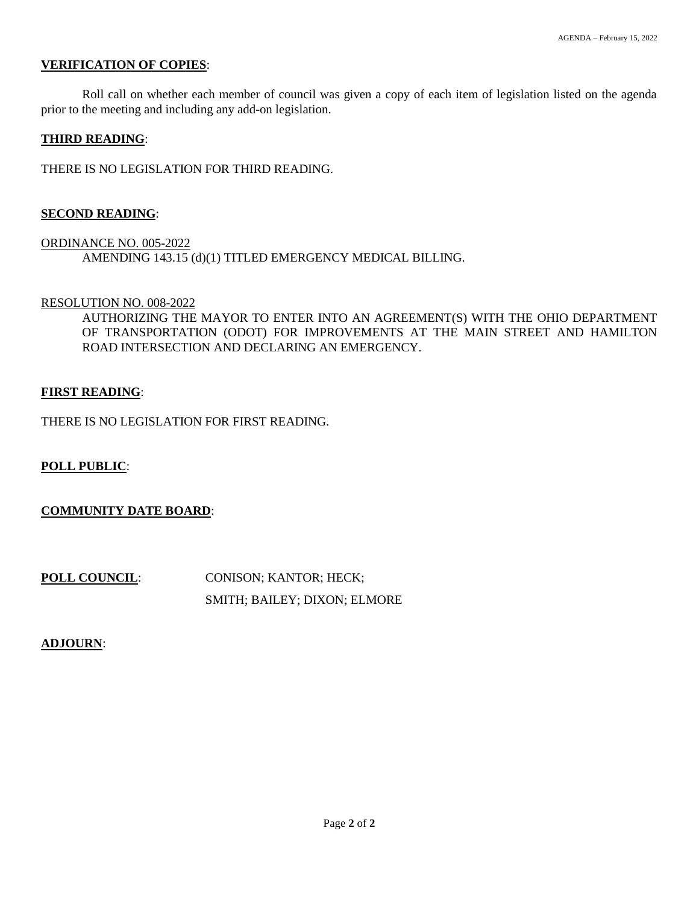**VERIFICATION OF COPIES**:

Roll call on whether each member of council was given a copy of each item of legislation listed on the agenda prior to the meeting and including any add-on legislation.

**THIRD READING**:

THERE IS NO LEGISLATION FOR THIRD READING.

**SECOND READING**:

ORDINANCE NO. 005-2022

AMENDING 143.15 (d)(1) TITLED EMERGENCY MEDICAL BILLING.

RESOLUTION NO. 008-2022

AUTHORIZING THE MAYOR TO ENTER INTO AN AGREEMENT(S) WITH THE OHIO DEPARTMENT OF TRANSPORTATION (ODOT) FOR IMPROVEMENTS AT THE MAIN STREET AND HAMILTON ROAD INTERSECTION AND DECLARING AN EMERGENCY.

**FIRST READING**:

THERE IS NO LEGISLATION FOR FIRST READING.

**POLL PUBLIC**:

**COMMUNITY DATE BOARD**:

**POLL COUNCIL**: CONISON; KANTOR; HECK; SMITH; BAILEY; DIXON; ELMORE

**ADJOURN**: